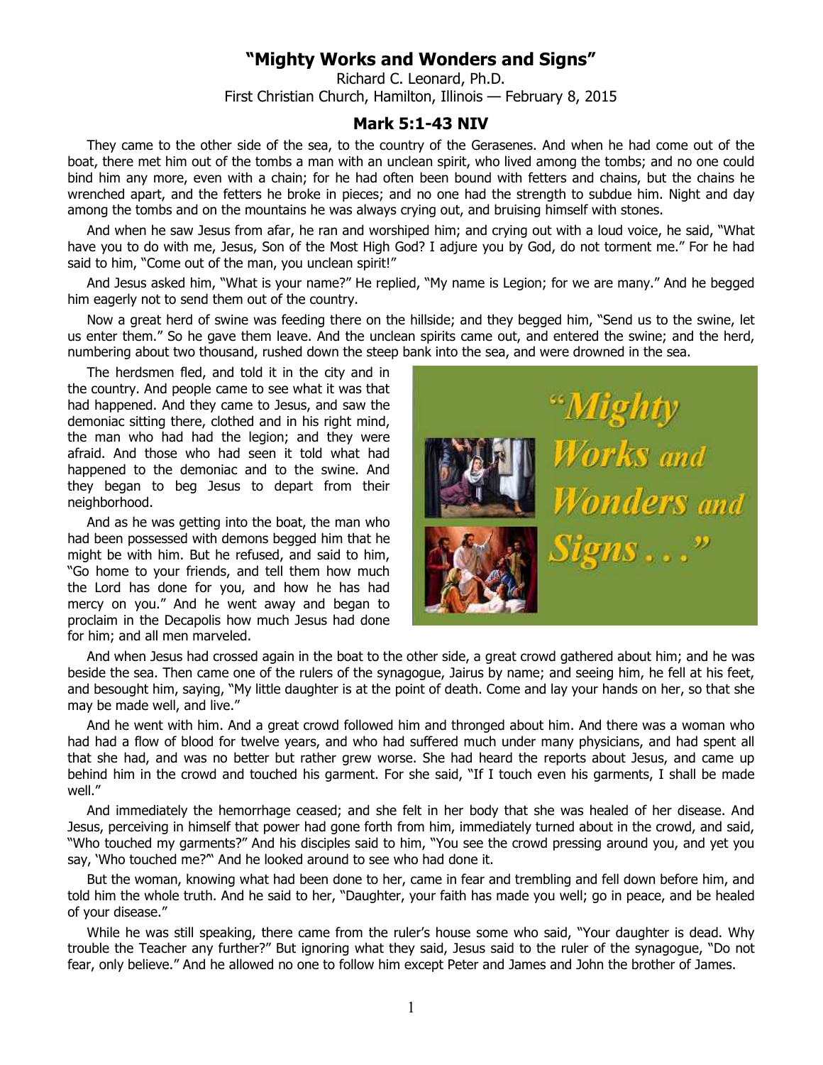# "Mighty Works and Wonders and Signs"

Richard C. Leonard, Ph.D.
First Christian Church, Hamilton, Illinois — February 8, 2015

## Mark 5:1-43 NIV

They came to the other side of the sea, to the country of the Gerasenes. And when he had come out of the boat, there met him out of the tombs a man with an unclean spirit, who lived among the tombs; and no one could bind him any more, even with a chain; for he had often been bound with fetters and chains, but the chains he wrenched apart, and the fetters he broke in pieces; and no one had the strength to subdue him. Night and day among the tombs and on the mountains he was always crying out, and bruising himself with stones.

And when he saw Jesus from afar, he ran and worshiped him; and crying out with a loud voice, he said, "What have you to do with me, Jesus, Son of the Most High God? I adjure you by God, do not torment me." For he had said to him, "Come out of the man, you unclean spirit!"

And Jesus asked him, "What is your name?" He replied, "My name is Legion; for we are many." And he begged him eagerly not to send them out of the country.

Now a great herd of swine was feeding there on the hillside; and they begged him, "Send us to the swine, let us enter them." So he gave them leave. And the unclean spirits came out, and entered the swine; and the herd, numbering about two thousand, rushed down the steep bank into the sea, and were drowned in the sea.

The herdsmen fled, and told it in the city and in the country. And people came to see what it was that had happened. And they came to Jesus, and saw the demoniac sitting there, clothed and in his right mind, the man who had had the legion; and they were afraid. And those who had seen it told what had happened to the demoniac and to the swine. And they began to beg Jesus to depart from their neighborhood.

And as he was getting into the boat, the man who had been possessed with demons begged him that he might be with him. But he refused, and said to him, "Go home to your friends, and tell them how much the Lord has done for you, and how he has had mercy on you." And he went away and began to proclaim in the Decapolis how much Jesus had done for him; and all men marveled.

And when Jesus had crossed again in the boat to the other side, a great crowd gathered about him; and he was beside the sea. Then came one of the rulers of the synagogue, Jairus by name; and seeing him, he fell at his feet, and besought him, saying, "My little daughter is at the point of death. Come and lay your hands on her, so that she may be made well, and live."

And he went with him. And a great crowd followed him and thronged about him. And there was a woman who had had a flow of blood for twelve years, and who had suffered much under many physicians, and had spent all that she had, and was no better but rather grew worse. She had heard the reports about Jesus, and came up behind him in the crowd and touched his garment. For she said, "If I touch even his garments, I shall be made well."

And immediately the hemorrhage ceased; and she felt in her body that she was healed of her disease. And Jesus, perceiving in himself that power had gone forth from him, immediately turned about in the crowd, and said, "Who touched my garments?" And his disciples said to him, "You see the crowd pressing around you, and yet you say, 'Who touched me?'" And he looked around to see who had done it.

But the woman, knowing what had been done to her, came in fear and trembling and fell down before him, and told him the whole truth. And he said to her, "Daughter, your faith has made you well; go in peace, and be healed of your disease."

While he was still speaking, there came from the ruler's house some who said, "Your daughter is dead. Why trouble the Teacher any further?" But ignoring what they said, Jesus said to the ruler of the synagogue, "Do not fear, only believe." And he allowed no one to follow him except Peter and James and John the brother of James.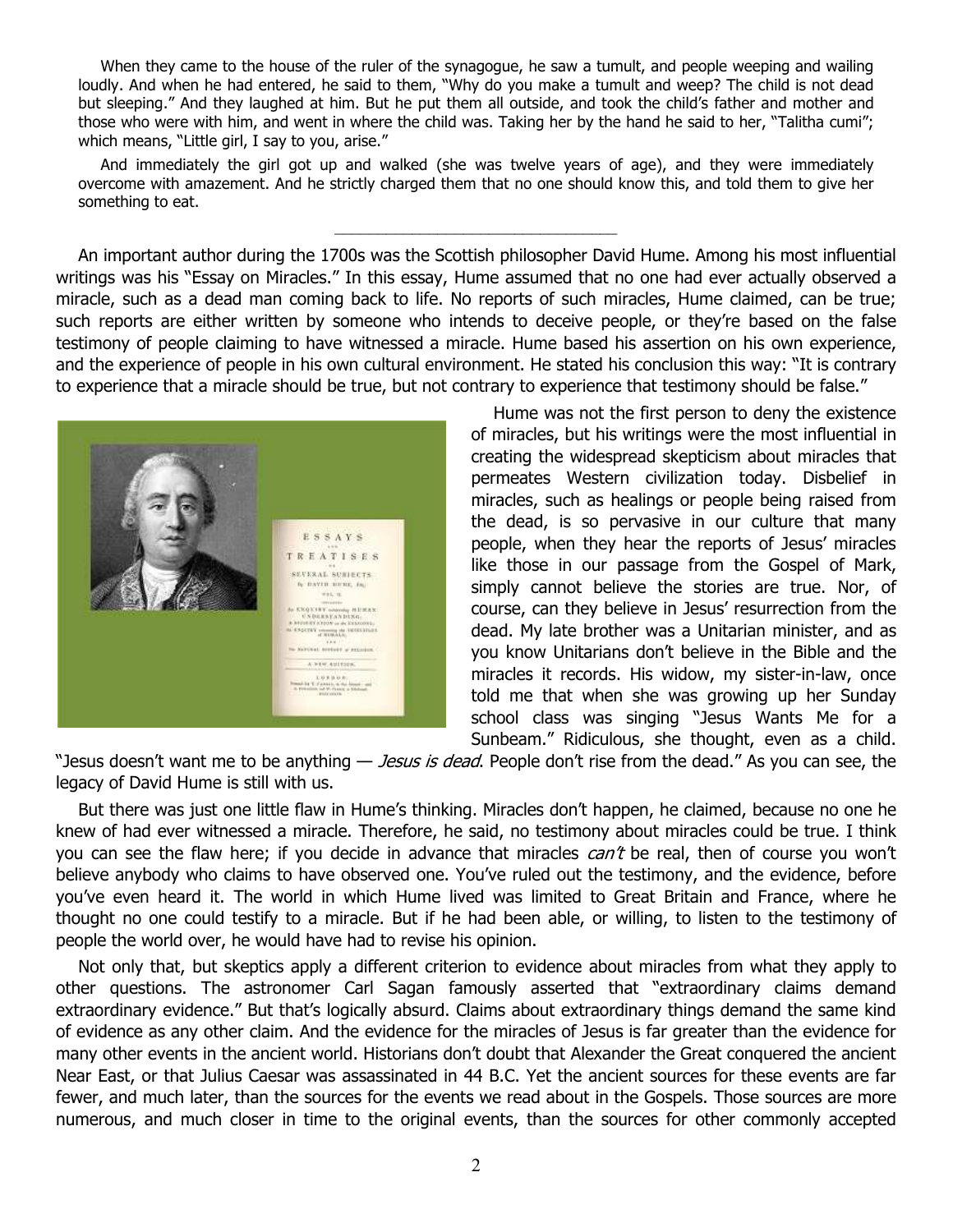When they came to the house of the ruler of the synagogue, he saw a tumult, and people weeping and wailing loudly. And when he had entered, he said to them, "Why do you make a tumult and weep? The child is not dead but sleeping." And they laughed at him. But he put them all outside, and took the child's father and mother and those who were with him, and went in where the child was. Taking her by the hand he said to her, "Talitha cumi"; which means, "Little girl, I say to you, arise."

And immediately the girl got up and walked (she was twelve years of age), and they were immediately overcome with amazement. And he strictly charged them that no one should know this, and told them to give her something to eat.

---

An important author during the 1700s was the Scottish philosopher David Hume. Among his most influential writings was his "Essay on Miracles." In this essay, Hume assumed that no one had ever actually observed a miracle, such as a dead man coming back to life. No reports of such miracles, Hume claimed, can be true; such reports are either written by someone who intends to deceive people, or they're based on the false testimony of people claiming to have witnessed a miracle. Hume based his assertion on his own experience, and the experience of people in his own cultural environment. He stated his conclusion this way: "It is contrary to experience that a miracle should be true, but not contrary to experience that testimony should be false."

Hume was not the first person to deny the existence of miracles, but his writings were the most influential in creating the widespread skepticism about miracles that permeates Western civilization today. Disbelief in miracles, such as healings or people being raised from the dead, is so pervasive in our culture that many people, when they hear the reports of Jesus' miracles like those in our passage from the Gospel of Mark, simply cannot believe the stories are true. Nor, of course, can they believe in Jesus' resurrection from the dead. My late brother was a Unitarian minister, and as you know Unitarians don't believe in the Bible and the miracles it records. His widow, my sister-in-law, once told me that when she was growing up her Sunday school class was singing "Jesus Wants Me for a Sunbeam." Ridiculous, she thought, even as a child. "Jesus doesn't want me to be anything — *Jesus is dead*. People don't rise from the dead." As you can see, the legacy of David Hume is still with us.

But there was just one little flaw in Hume's thinking. Miracles don't happen, he claimed, because no one he knew of had ever witnessed a miracle. Therefore, he said, no testimony about miracles could be true. I think you can see the flaw here; if you decide in advance that miracles *can't* be real, then of course you won't believe anybody who claims to have observed one. You've ruled out the testimony, and the evidence, before you've even heard it. The world in which Hume lived was limited to Great Britain and France, where he thought no one could testify to a miracle. But if he had been able, or willing, to listen to the testimony of people the world over, he would have had to revise his opinion.

Not only that, but skeptics apply a different criterion to evidence about miracles from what they apply to other questions. The astronomer Carl Sagan famously asserted that "extraordinary claims demand extraordinary evidence." But that's logically absurd. Claims about extraordinary things demand the same kind of evidence as any other claim. And the evidence for the miracles of Jesus is far greater than the evidence for many other events in the ancient world. Historians don't doubt that Alexander the Great conquered the ancient Near East, or that Julius Caesar was assassinated in 44 B.C. Yet the ancient sources for these events are far fewer, and much later, than the sources for the events we read about in the Gospels. Those sources are more numerous, and much closer in time to the original events, than the sources for other commonly accepted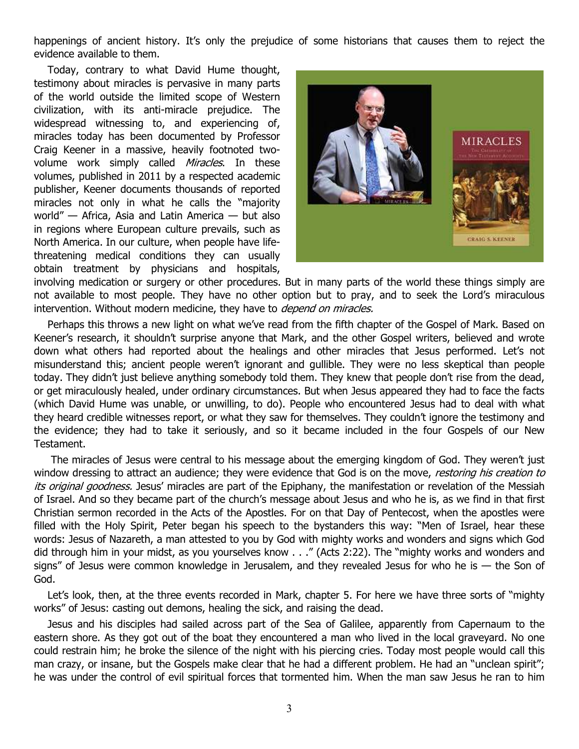happenings of ancient history. It's only the prejudice of some historians that causes them to reject the evidence available to them.

Today, contrary to what David Hume thought, testimony about miracles is pervasive in many parts of the world outside the limited scope of Western civilization, with its anti-miracle prejudice. The widespread witnessing to, and experiencing of, miracles today has been documented by Professor Craig Keener in a massive, heavily footnoted two-volume work simply called *Miracles*. In these volumes, published in 2011 by a respected academic publisher, Keener documents thousands of reported miracles not only in what he calls the "majority world" — Africa, Asia and Latin America — but also in regions where European culture prevails, such as North America. In our culture, when people have life-threatening medical conditions they can usually obtain treatment by physicians and hospitals, involving medication or surgery or other procedures. But in many parts of the world these things simply are not available to most people. They have no other option but to pray, and to seek the Lord's miraculous intervention. Without modern medicine, they have to *depend on miracles.*

Perhaps this throws a new light on what we've read from the fifth chapter of the Gospel of Mark. Based on Keener's research, it shouldn't surprise anyone that Mark, and the other Gospel writers, believed and wrote down what others had reported about the healings and other miracles that Jesus performed. Let's not misunderstand this; ancient people weren't ignorant and gullible. They were no less skeptical than people today. They didn't just believe anything somebody told them. They knew that people don't rise from the dead, or get miraculously healed, under ordinary circumstances. But when Jesus appeared they had to face the facts (which David Hume was unable, or unwilling, to do). People who encountered Jesus had to deal with what they heard credible witnesses report, or what they saw for themselves. They couldn't ignore the testimony and the evidence; they had to take it seriously, and so it became included in the four Gospels of our New Testament.

The miracles of Jesus were central to his message about the emerging kingdom of God. They weren't just window dressing to attract an audience; they were evidence that God is on the move, *restoring his creation to its original goodness.* Jesus' miracles are part of the Epiphany, the manifestation or revelation of the Messiah of Israel. And so they became part of the church's message about Jesus and who he is, as we find in that first Christian sermon recorded in the Acts of the Apostles. For on that Day of Pentecost, when the apostles were filled with the Holy Spirit, Peter began his speech to the bystanders this way: "Men of Israel, hear these words: Jesus of Nazareth, a man attested to you by God with mighty works and wonders and signs which God did through him in your midst, as you yourselves know . . ." (Acts 2:22). The "mighty works and wonders and signs" of Jesus were common knowledge in Jerusalem, and they revealed Jesus for who he is — the Son of God.

Let's look, then, at the three events recorded in Mark, chapter 5. For here we have three sorts of "mighty works" of Jesus: casting out demons, healing the sick, and raising the dead.

Jesus and his disciples had sailed across part of the Sea of Galilee, apparently from Capernaum to the eastern shore. As they got out of the boat they encountered a man who lived in the local graveyard. No one could restrain him; he broke the silence of the night with his piercing cries. Today most people would call this man crazy, or insane, but the Gospels make clear that he had a different problem. He had an "unclean spirit"; he was under the control of evil spiritual forces that tormented him. When the man saw Jesus he ran to him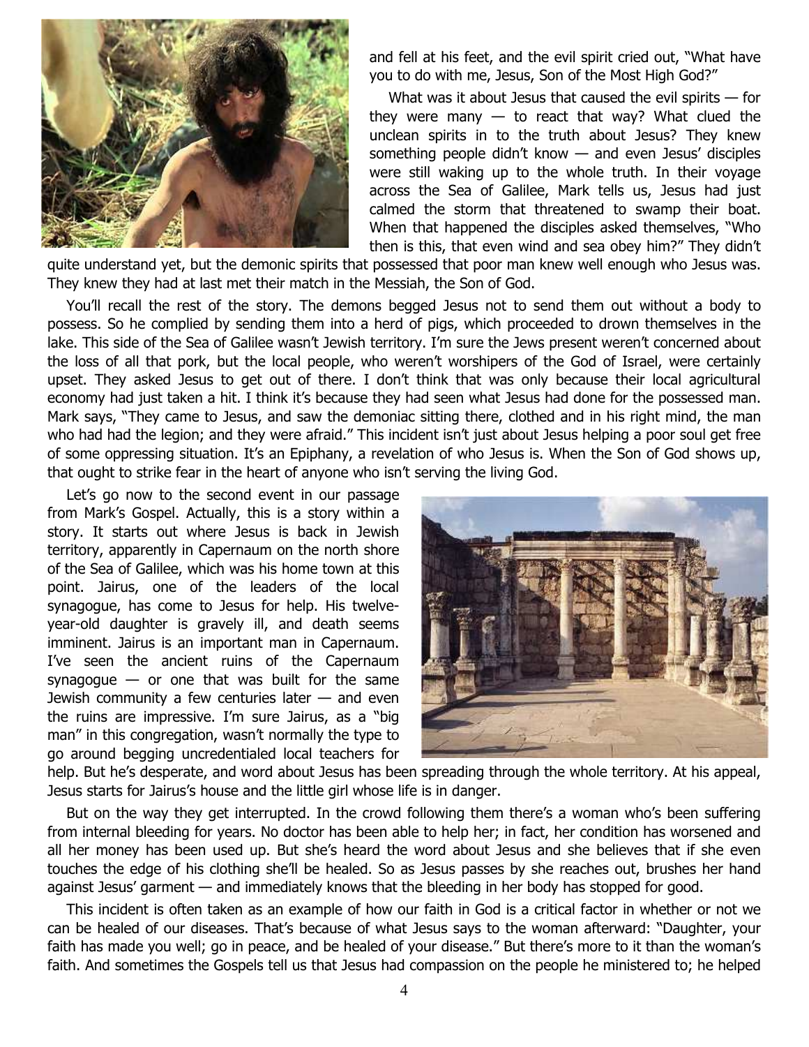and fell at his feet, and the evil spirit cried out, "What have you to do with me, Jesus, Son of the Most High God?"

What was it about Jesus that caused the evil spirits — for they were many — to react that way? What clued the unclean spirits in to the truth about Jesus? They knew something people didn't know — and even Jesus' disciples were still waking up to the whole truth. In their voyage across the Sea of Galilee, Mark tells us, Jesus had just calmed the storm that threatened to swamp their boat. When that happened the disciples asked themselves, "Who then is this, that even wind and sea obey him?" They didn't quite understand yet, but the demonic spirits that possessed that poor man knew well enough who Jesus was. They knew they had at last met their match in the Messiah, the Son of God.

You'll recall the rest of the story. The demons begged Jesus not to send them out without a body to possess. So he complied by sending them into a herd of pigs, which proceeded to drown themselves in the lake. This side of the Sea of Galilee wasn't Jewish territory. I'm sure the Jews present weren't concerned about the loss of all that pork, but the local people, who weren't worshipers of the God of Israel, were certainly upset. They asked Jesus to get out of there. I don't think that was only because their local agricultural economy had just taken a hit. I think it's because they had seen what Jesus had done for the possessed man. Mark says, "They came to Jesus, and saw the demoniac sitting there, clothed and in his right mind, the man who had had the legion; and they were afraid." This incident isn't just about Jesus helping a poor soul get free of some oppressing situation. It's an Epiphany, a revelation of who Jesus is. When the Son of God shows up, that ought to strike fear in the heart of anyone who isn't serving the living God.

Let's go now to the second event in our passage from Mark's Gospel. Actually, this is a story within a story. It starts out where Jesus is back in Jewish territory, apparently in Capernaum on the north shore of the Sea of Galilee, which was his home town at this point. Jairus, one of the leaders of the local synagogue, has come to Jesus for help. His twelve-year-old daughter is gravely ill, and death seems imminent. Jairus is an important man in Capernaum. I've seen the ancient ruins of the Capernaum synagogue — or one that was built for the same Jewish community a few centuries later — and even the ruins are impressive. I'm sure Jairus, as a "big man" in this congregation, wasn't normally the type to go around begging uncredentialed local teachers for help. But he's desperate, and word about Jesus has been spreading through the whole territory. At his appeal, Jesus starts for Jairus's house and the little girl whose life is in danger.

But on the way they get interrupted. In the crowd following them there's a woman who's been suffering from internal bleeding for years. No doctor has been able to help her; in fact, her condition has worsened and all her money has been used up. But she's heard the word about Jesus and she believes that if she even touches the edge of his clothing she'll be healed. So as Jesus passes by she reaches out, brushes her hand against Jesus' garment — and immediately knows that the bleeding in her body has stopped for good.

This incident is often taken as an example of how our faith in God is a critical factor in whether or not we can be healed of our diseases. That's because of what Jesus says to the woman afterward: "Daughter, your faith has made you well; go in peace, and be healed of your disease." But there's more to it than the woman's faith. And sometimes the Gospels tell us that Jesus had compassion on the people he ministered to; he helped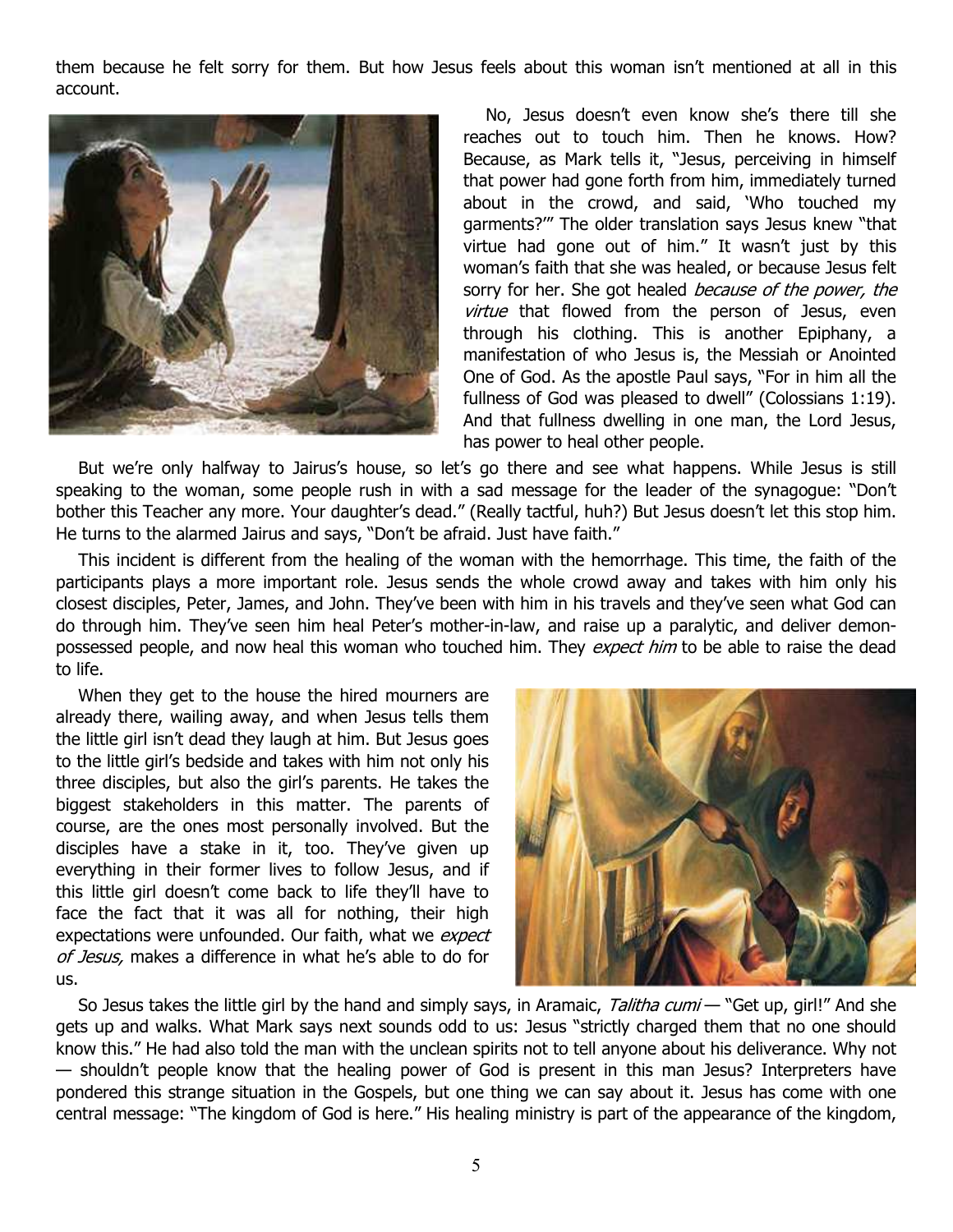them because he felt sorry for them. But how Jesus feels about this woman isn't mentioned at all in this account.

No, Jesus doesn't even know she's there till she reaches out to touch him. Then he knows. How? Because, as Mark tells it, "Jesus, perceiving in himself that power had gone forth from him, immediately turned about in the crowd, and said, 'Who touched my garments?'" The older translation says Jesus knew "that virtue had gone out of him." It wasn't just by this woman's faith that she was healed, or because Jesus felt sorry for her. She got healed *because of the power, the virtue* that flowed from the person of Jesus, even through his clothing. This is another Epiphany, a manifestation of who Jesus is, the Messiah or Anointed One of God. As the apostle Paul says, "For in him all the fullness of God was pleased to dwell" (Colossians 1:19). And that fullness dwelling in one man, the Lord Jesus, has power to heal other people.

But we're only halfway to Jairus's house, so let's go there and see what happens. While Jesus is still speaking to the woman, some people rush in with a sad message for the leader of the synagogue: "Don't bother this Teacher any more. Your daughter's dead." (Really tactful, huh?) But Jesus doesn't let this stop him. He turns to the alarmed Jairus and says, "Don't be afraid. Just have faith."

This incident is different from the healing of the woman with the hemorrhage. This time, the faith of the participants plays a more important role. Jesus sends the whole crowd away and takes with him only his closest disciples, Peter, James, and John. They've been with him in his travels and they've seen what God can do through him. They've seen him heal Peter's mother-in-law, and raise up a paralytic, and deliver demon-possessed people, and now heal this woman who touched him. They *expect him* to be able to raise the dead to life.

When they get to the house the hired mourners are already there, wailing away, and when Jesus tells them the little girl isn't dead they laugh at him. But Jesus goes to the little girl's bedside and takes with him not only his three disciples, but also the girl's parents. He takes the biggest stakeholders in this matter. The parents of course, are the ones most personally involved. But the disciples have a stake in it, too. They've given up everything in their former lives to follow Jesus, and if this little girl doesn't come back to life they'll have to face the fact that it was all for nothing, their high expectations were unfounded. Our faith, what we *expect of Jesus,* makes a difference in what he's able to do for us.

So Jesus takes the little girl by the hand and simply says, in Aramaic, *Talitha cumi* — "Get up, girl!" And she gets up and walks. What Mark says next sounds odd to us: Jesus "strictly charged them that no one should know this." He had also told the man with the unclean spirits not to tell anyone about his deliverance. Why not — shouldn't people know that the healing power of God is present in this man Jesus? Interpreters have pondered this strange situation in the Gospels, but one thing we can say about it. Jesus has come with one central message: "The kingdom of God is here." His healing ministry is part of the appearance of the kingdom,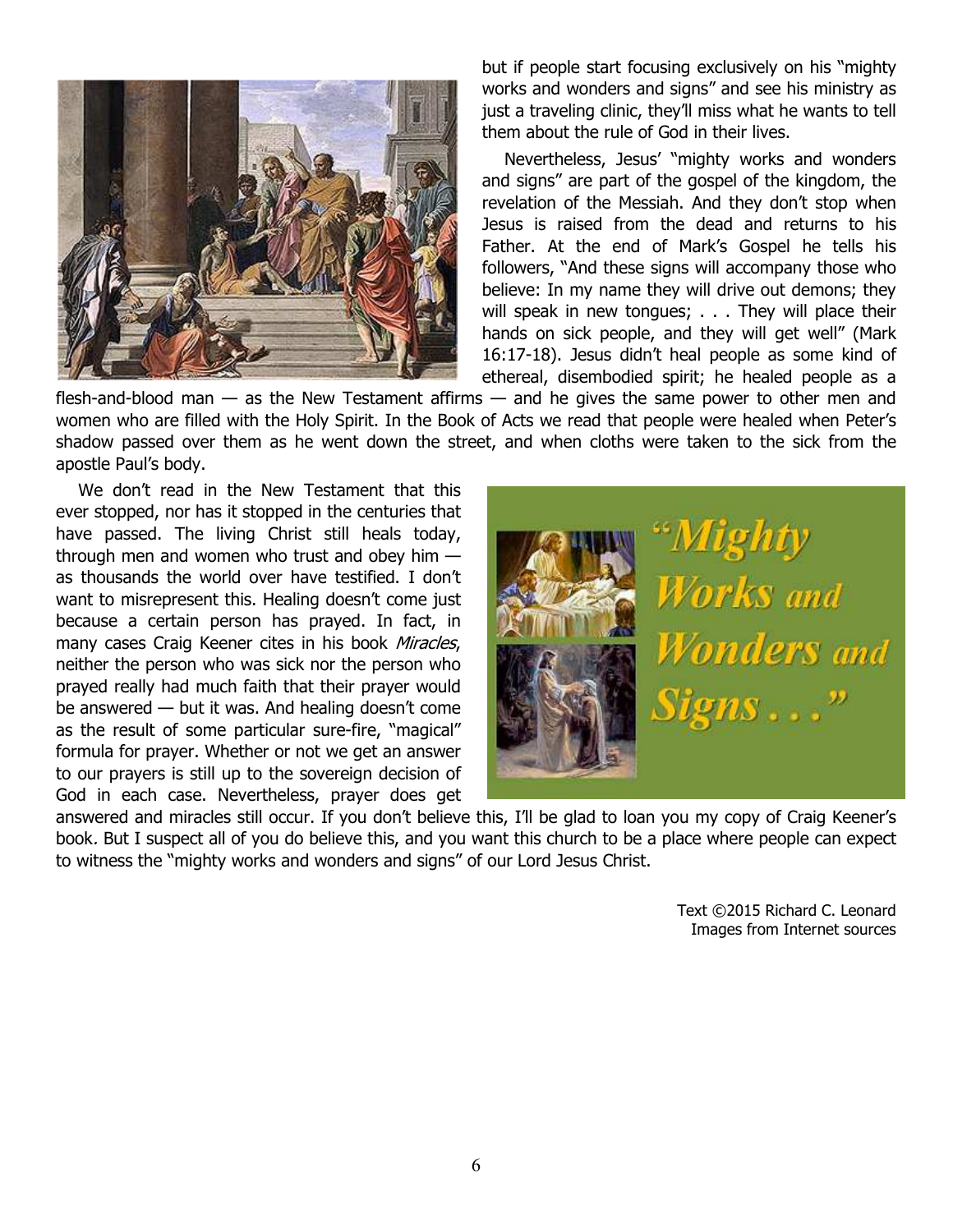but if people start focusing exclusively on his "mighty works and wonders and signs" and see his ministry as just a traveling clinic, they'll miss what he wants to tell them about the rule of God in their lives.

Nevertheless, Jesus' "mighty works and wonders and signs" are part of the gospel of the kingdom, the revelation of the Messiah. And they don't stop when Jesus is raised from the dead and returns to his Father. At the end of Mark's Gospel he tells his followers, "And these signs will accompany those who believe: In my name they will drive out demons; they will speak in new tongues; . . . They will place their hands on sick people, and they will get well" (Mark 16:17-18). Jesus didn't heal people as some kind of ethereal, disembodied spirit; he healed people as a flesh-and-blood man — as the New Testament affirms — and he gives the same power to other men and women who are filled with the Holy Spirit. In the Book of Acts we read that people were healed when Peter's shadow passed over them as he went down the street, and when cloths were taken to the sick from the apostle Paul's body.

We don't read in the New Testament that this ever stopped, nor has it stopped in the centuries that have passed. The living Christ still heals today, through men and women who trust and obey him — as thousands the world over have testified. I don't want to misrepresent this. Healing doesn't come just because a certain person has prayed. In fact, in many cases Craig Keener cites in his book *Miracles*, neither the person who was sick nor the person who prayed really had much faith that their prayer would be answered — but it was. And healing doesn't come as the result of some particular sure-fire, "magical" formula for prayer. Whether or not we get an answer to our prayers is still up to the sovereign decision of God in each case. Nevertheless, prayer does get answered and miracles still occur. If you don't believe this, I'll be glad to loan you my copy of Craig Keener's book. But I suspect all of you do believe this, and you want this church to be a place where people can expect to witness the "mighty works and wonders and signs" of our Lord Jesus Christ.

Text ©2015 Richard C. Leonard
Images from Internet sources